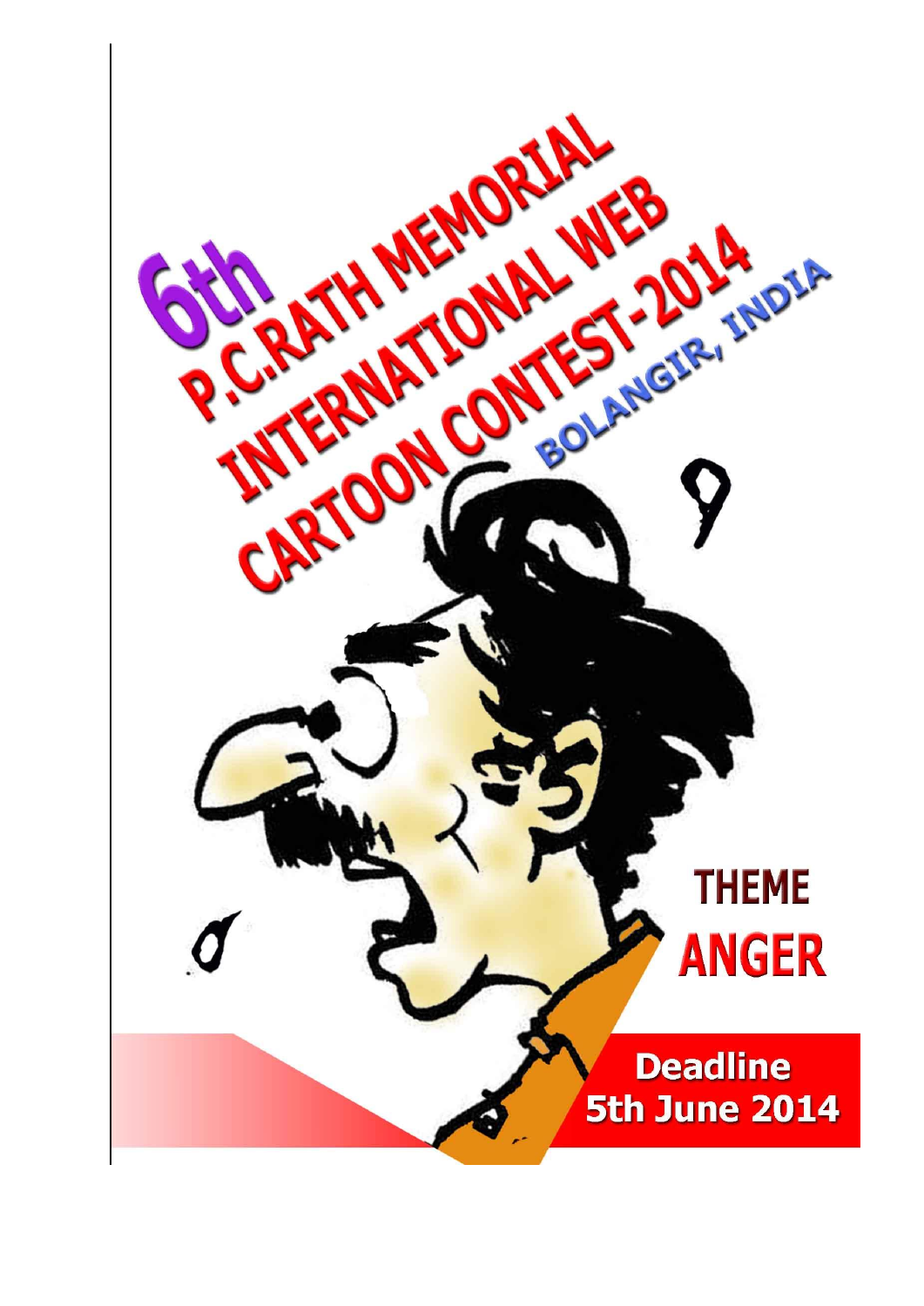# 6th P.C.RATH MEMORIAL INTERNATIONAL WEB CARTOON CONTEST-2014

BOLANGIR, INDIA

THEME
**ANGER**

**Deadline 5th June 2014**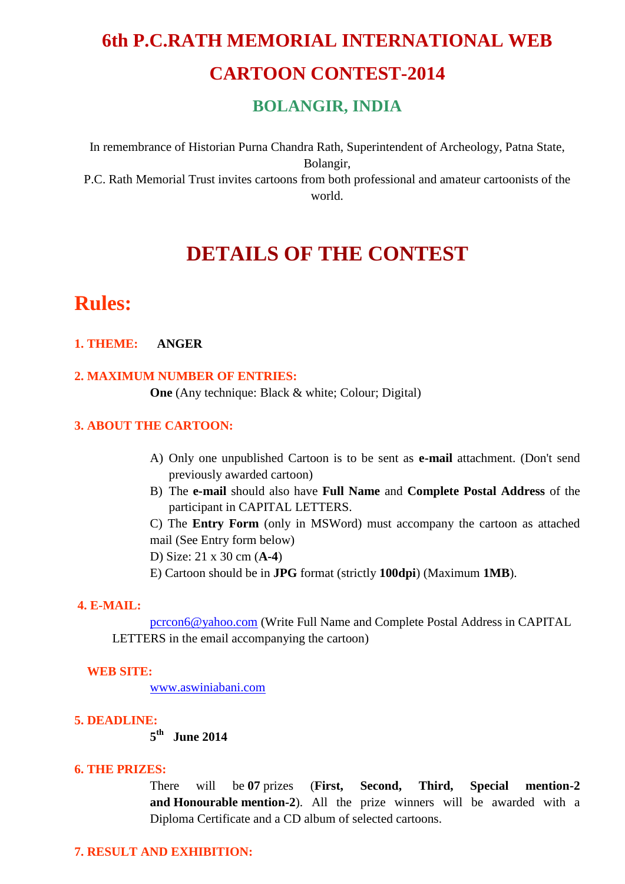# 6th P.C.RATH MEMORIAL INTERNATIONAL WEB CARTOON CONTEST-2014

## BOLANGIR, INDIA

In remembrance of Historian Purna Chandra Rath, Superintendent of Archeology, Patna State, Bolangir,
P.C. Rath Memorial Trust invites cartoons from both professional and amateur cartoonists of the world.

# DETAILS OF THE CONTEST

## Rules:

**1. THEME:** **ANGER**

**2. MAXIMUM NUMBER OF ENTRIES:**

**One** (Any technique: Black & white; Colour; Digital)

**3. ABOUT THE CARTOON:**

A) Only one unpublished Cartoon is to be sent as **e-mail** attachment. (Don't send previously awarded cartoon)

B) The **e-mail** should also have **Full Name** and **Complete Postal Address** of the participant in CAPITAL LETTERS.

C) The **Entry Form** (only in MSWord) must accompany the cartoon as attached mail (See Entry form below)

D) Size: 21 x 30 cm (**A-4**)

E) Cartoon should be in **JPG** format (strictly **100dpi**) (Maximum **1MB**).

**4. E-MAIL:**

pcrcon6@yahoo.com (Write Full Name and Complete Postal Address in CAPITAL LETTERS in the email accompanying the cartoon)

**WEB SITE:**

www.aswiniabani.com

**5. DEADLINE:**

**5th June 2014**

**6. THE PRIZES:**

There will be **07** prizes (**First, Second, Third, Special mention-2 and Honourable mention-2**). All the prize winners will be awarded with a Diploma Certificate and a CD album of selected cartoons.

**7. RESULT AND EXHIBITION:**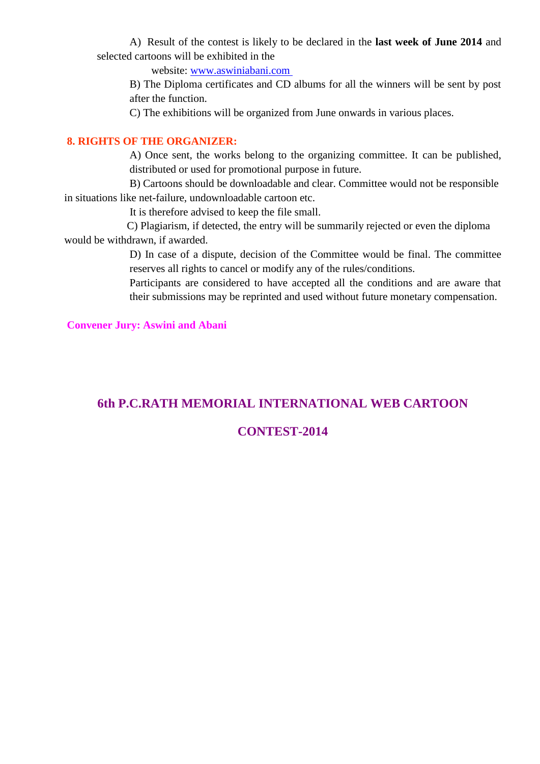A) Result of the contest is likely to be declared in the **last week of June 2014** and selected cartoons will be exhibited in the website: www.aswiniabani.com

B) The Diploma certificates and CD albums for all the winners will be sent by post after the function.

C) The exhibitions will be organized from June onwards in various places.

**8. RIGHTS OF THE ORGANIZER:**

A) Once sent, the works belong to the organizing committee. It can be published, distributed or used for promotional purpose in future.

B) Cartoons should be downloadable and clear. Committee would not be responsible in situations like net-failure, undownloadable cartoon etc.

It is therefore advised to keep the file small.

C) Plagiarism, if detected, the entry will be summarily rejected or even the diploma would be withdrawn, if awarded.

D) In case of a dispute, decision of the Committee would be final. The committee reserves all rights to cancel or modify any of the rules/conditions.

Participants are considered to have accepted all the conditions and are aware that their submissions may be reprinted and used without future monetary compensation.

**Convener Jury: Aswini and Abani**

## 6th P.C.RATH MEMORIAL INTERNATIONAL WEB CARTOON CONTEST-2014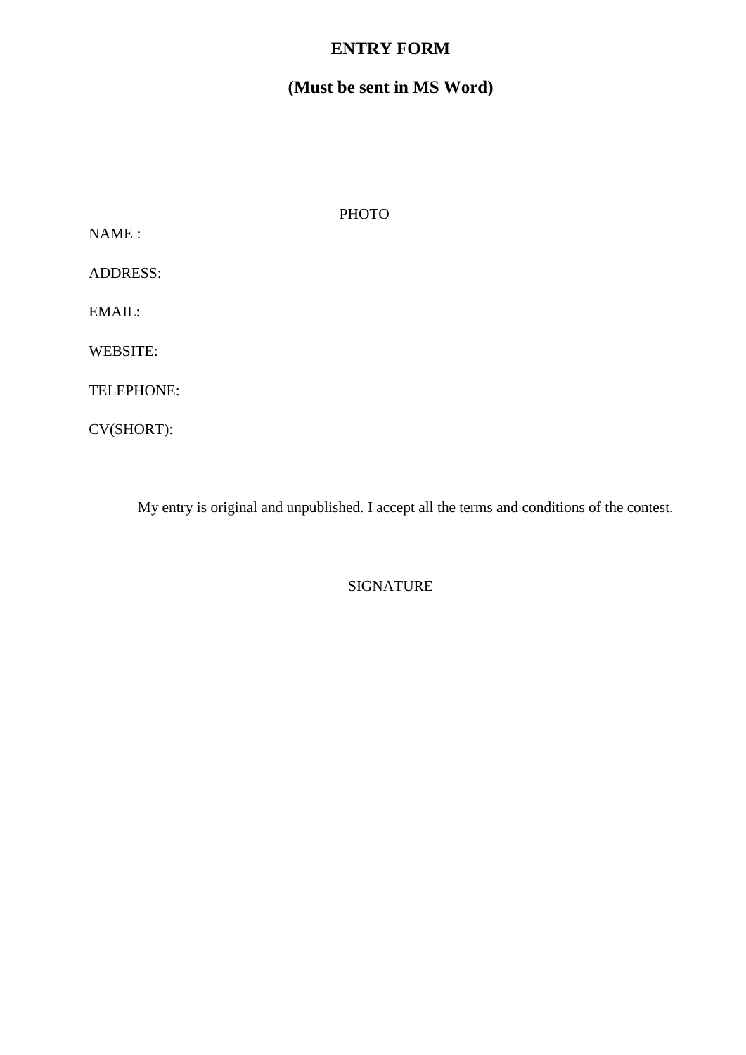# ENTRY FORM

## (Must be sent in MS Word)

PHOTO

NAME :

ADDRESS:

EMAIL:

WEBSITE:

TELEPHONE:

CV(SHORT):

My entry is original and unpublished. I accept all the terms and conditions of the contest.

SIGNATURE